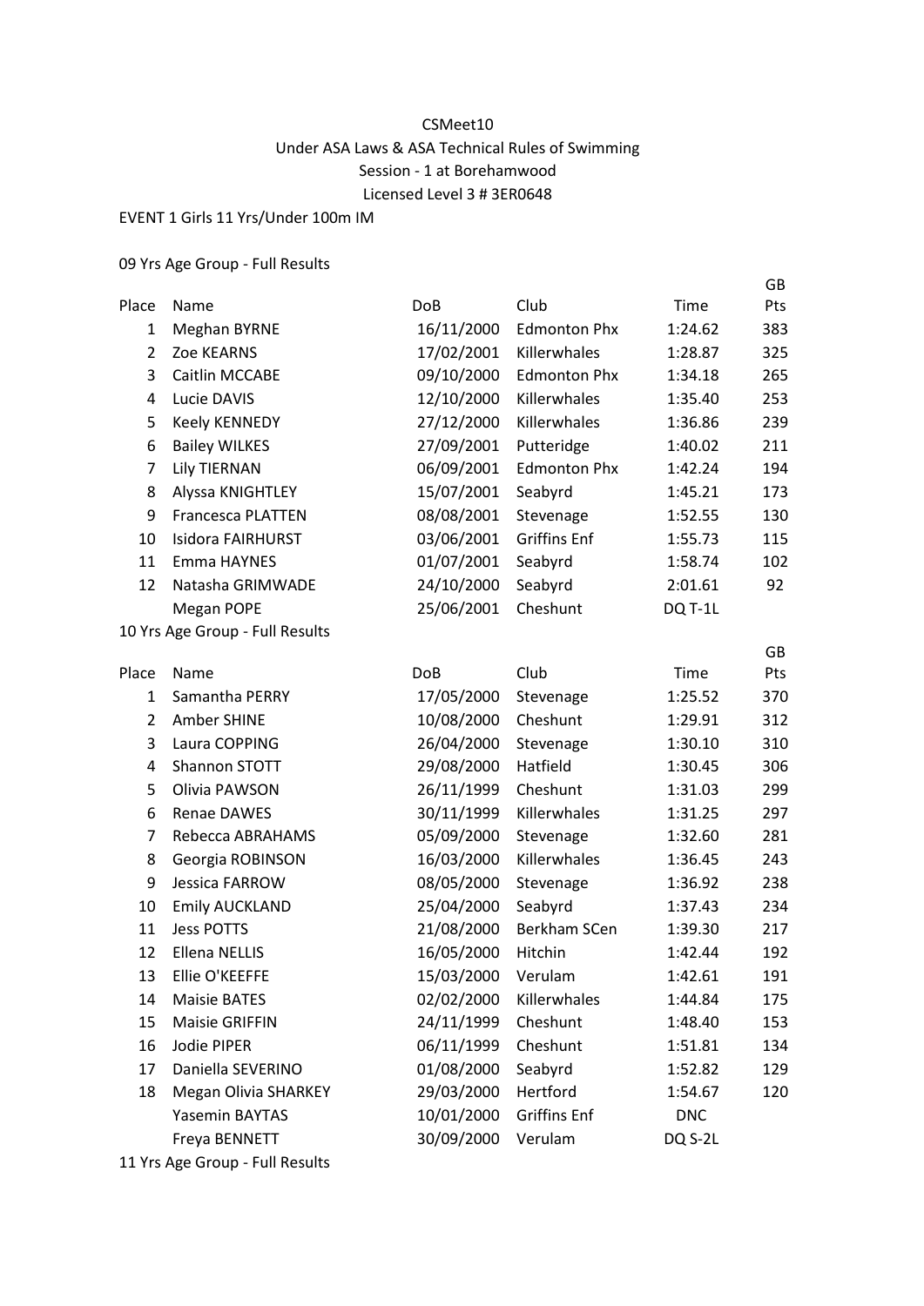CSMeet10

Under ASA Laws & ASA Technical Rules of Swimming

Session - 1 at Borehamwood

Licensed Level 3 # 3ER0648

EVENT 1 Girls 11 Yrs/Under 100m IM

09 Yrs Age Group - Full Results

| Place | Name | DoB | Club | Time | GB Pts |
|---|---|---|---|---|---|
| 1 | Meghan BYRNE | 16/11/2000 | Edmonton Phx | 1:24.62 | 383 |
| 2 | Zoe KEARNS | 17/02/2001 | Killerwhales | 1:28.87 | 325 |
| 3 | Caitlin MCCABE | 09/10/2000 | Edmonton Phx | 1:34.18 | 265 |
| 4 | Lucie DAVIS | 12/10/2000 | Killerwhales | 1:35.40 | 253 |
| 5 | Keely KENNEDY | 27/12/2000 | Killerwhales | 1:36.86 | 239 |
| 6 | Bailey WILKES | 27/09/2001 | Putteridge | 1:40.02 | 211 |
| 7 | Lily TIERNAN | 06/09/2001 | Edmonton Phx | 1:42.24 | 194 |
| 8 | Alyssa KNIGHTLEY | 15/07/2001 | Seabyrd | 1:45.21 | 173 |
| 9 | Francesca PLATTEN | 08/08/2001 | Stevenage | 1:52.55 | 130 |
| 10 | Isidora FAIRHURST | 03/06/2001 | Griffins Enf | 1:55.73 | 115 |
| 11 | Emma HAYNES | 01/07/2001 | Seabyrd | 1:58.74 | 102 |
| 12 | Natasha GRIMWADE | 24/10/2000 | Seabyrd | 2:01.61 | 92 |
| | Megan POPE | 25/06/2001 | Cheshunt | DQ T-1L | |

10 Yrs Age Group - Full Results

| Place | Name | DoB | Club | Time | GB Pts |
|---|---|---|---|---|---|
| 1 | Samantha PERRY | 17/05/2000 | Stevenage | 1:25.52 | 370 |
| 2 | Amber SHINE | 10/08/2000 | Cheshunt | 1:29.91 | 312 |
| 3 | Laura COPPING | 26/04/2000 | Stevenage | 1:30.10 | 310 |
| 4 | Shannon STOTT | 29/08/2000 | Hatfield | 1:30.45 | 306 |
| 5 | Olivia PAWSON | 26/11/1999 | Cheshunt | 1:31.03 | 299 |
| 6 | Renae DAWES | 30/11/1999 | Killerwhales | 1:31.25 | 297 |
| 7 | Rebecca ABRAHAMS | 05/09/2000 | Stevenage | 1:32.60 | 281 |
| 8 | Georgia ROBINSON | 16/03/2000 | Killerwhales | 1:36.45 | 243 |
| 9 | Jessica FARROW | 08/05/2000 | Stevenage | 1:36.92 | 238 |
| 10 | Emily AUCKLAND | 25/04/2000 | Seabyrd | 1:37.43 | 234 |
| 11 | Jess POTTS | 21/08/2000 | Berkham SCen | 1:39.30 | 217 |
| 12 | Ellena NELLIS | 16/05/2000 | Hitchin | 1:42.44 | 192 |
| 13 | Ellie O'KEEFFE | 15/03/2000 | Verulam | 1:42.61 | 191 |
| 14 | Maisie BATES | 02/02/2000 | Killerwhales | 1:44.84 | 175 |
| 15 | Maisie GRIFFIN | 24/11/1999 | Cheshunt | 1:48.40 | 153 |
| 16 | Jodie PIPER | 06/11/1999 | Cheshunt | 1:51.81 | 134 |
| 17 | Daniella SEVERINO | 01/08/2000 | Seabyrd | 1:52.82 | 129 |
| 18 | Megan Olivia SHARKEY | 29/03/2000 | Hertford | 1:54.67 | 120 |
| | Yasemin BAYTAS | 10/01/2000 | Griffins Enf | DNC | |
| | Freya BENNETT | 30/09/2000 | Verulam | DQ S-2L | |

11 Yrs Age Group - Full Results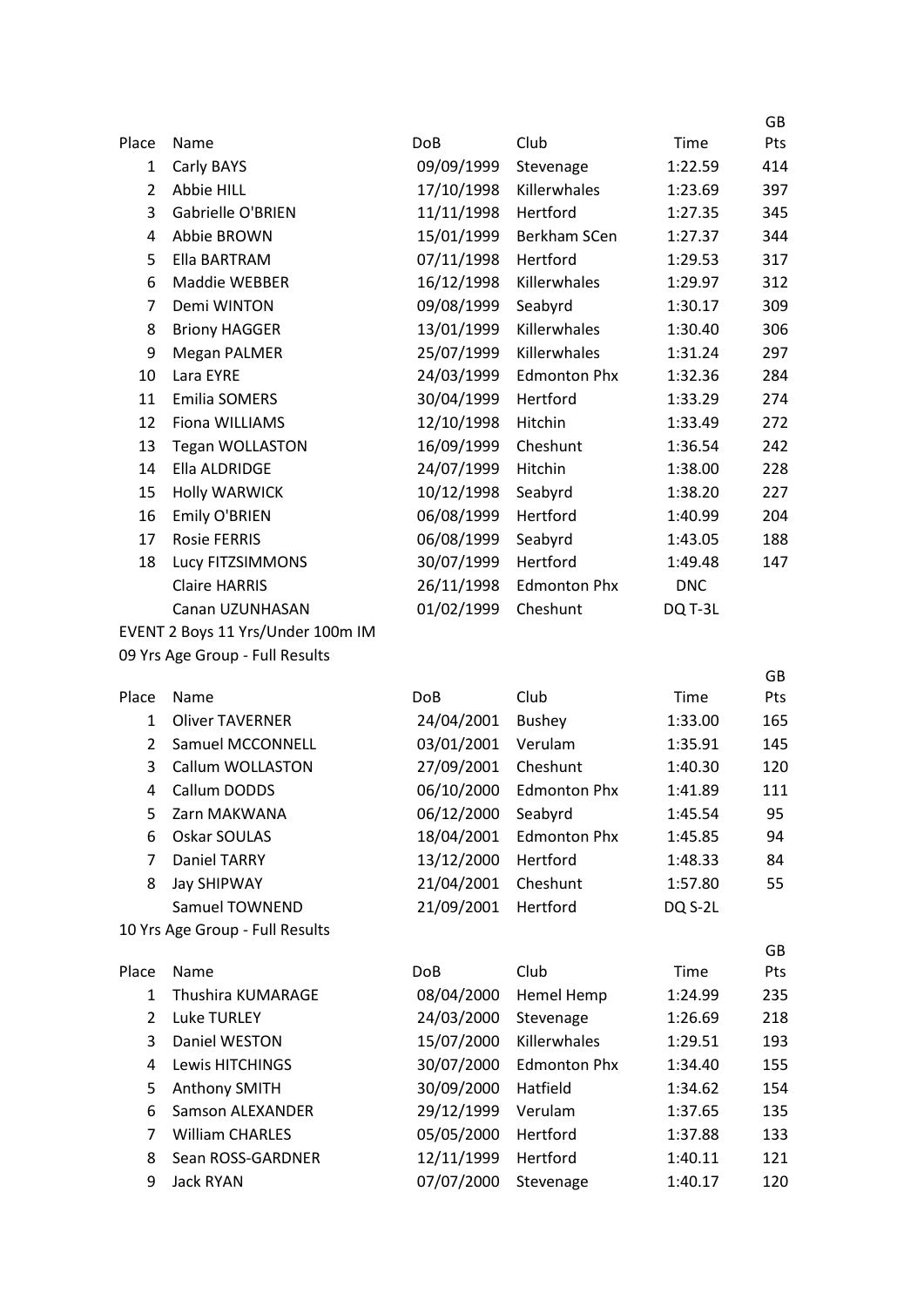| Place | Name | DoB | Club | Time | GB Pts |
|---|---|---|---|---|---|
| 1 | Carly BAYS | 09/09/1999 | Stevenage | 1:22.59 | 414 |
| 2 | Abbie HILL | 17/10/1998 | Killerwhales | 1:23.69 | 397 |
| 3 | Gabrielle O'BRIEN | 11/11/1998 | Hertford | 1:27.35 | 345 |
| 4 | Abbie BROWN | 15/01/1999 | Berkham SCen | 1:27.37 | 344 |
| 5 | Ella BARTRAM | 07/11/1998 | Hertford | 1:29.53 | 317 |
| 6 | Maddie WEBBER | 16/12/1998 | Killerwhales | 1:29.97 | 312 |
| 7 | Demi WINTON | 09/08/1999 | Seabyrd | 1:30.17 | 309 |
| 8 | Briony HAGGER | 13/01/1999 | Killerwhales | 1:30.40 | 306 |
| 9 | Megan PALMER | 25/07/1999 | Killerwhales | 1:31.24 | 297 |
| 10 | Lara EYRE | 24/03/1999 | Edmonton Phx | 1:32.36 | 284 |
| 11 | Emilia SOMERS | 30/04/1999 | Hertford | 1:33.29 | 274 |
| 12 | Fiona WILLIAMS | 12/10/1998 | Hitchin | 1:33.49 | 272 |
| 13 | Tegan WOLLASTON | 16/09/1999 | Cheshunt | 1:36.54 | 242 |
| 14 | Ella ALDRIDGE | 24/07/1999 | Hitchin | 1:38.00 | 228 |
| 15 | Holly WARWICK | 10/12/1998 | Seabyrd | 1:38.20 | 227 |
| 16 | Emily O'BRIEN | 06/08/1999 | Hertford | 1:40.99 | 204 |
| 17 | Rosie FERRIS | 06/08/1999 | Seabyrd | 1:43.05 | 188 |
| 18 | Lucy FITZSIMMONS | 30/07/1999 | Hertford | 1:49.48 | 147 |
| | Claire HARRIS | 26/11/1998 | Edmonton Phx | DNC | |
| | Canan UZUNHASAN | 01/02/1999 | Cheshunt | DQ T-3L | |

EVENT 2 Boys 11 Yrs/Under 100m IM

09 Yrs Age Group - Full Results

| Place | Name | DoB | Club | Time | GB Pts |
|---|---|---|---|---|---|
| 1 | Oliver TAVERNER | 24/04/2001 | Bushey | 1:33.00 | 165 |
| 2 | Samuel MCCONNELL | 03/01/2001 | Verulam | 1:35.91 | 145 |
| 3 | Callum WOLLASTON | 27/09/2001 | Cheshunt | 1:40.30 | 120 |
| 4 | Callum DODDS | 06/10/2000 | Edmonton Phx | 1:41.89 | 111 |
| 5 | Zarn MAKWANA | 06/12/2000 | Seabyrd | 1:45.54 | 95 |
| 6 | Oskar SOULAS | 18/04/2001 | Edmonton Phx | 1:45.85 | 94 |
| 7 | Daniel TARRY | 13/12/2000 | Hertford | 1:48.33 | 84 |
| 8 | Jay SHIPWAY | 21/04/2001 | Cheshunt | 1:57.80 | 55 |
| | Samuel TOWNEND | 21/09/2001 | Hertford | DQ S-2L | |

10 Yrs Age Group - Full Results

| Place | Name | DoB | Club | Time | GB Pts |
|---|---|---|---|---|---|
| 1 | Thushira KUMARAGE | 08/04/2000 | Hemel Hemp | 1:24.99 | 235 |
| 2 | Luke TURLEY | 24/03/2000 | Stevenage | 1:26.69 | 218 |
| 3 | Daniel WESTON | 15/07/2000 | Killerwhales | 1:29.51 | 193 |
| 4 | Lewis HITCHINGS | 30/07/2000 | Edmonton Phx | 1:34.40 | 155 |
| 5 | Anthony SMITH | 30/09/2000 | Hatfield | 1:34.62 | 154 |
| 6 | Samson ALEXANDER | 29/12/1999 | Verulam | 1:37.65 | 135 |
| 7 | William CHARLES | 05/05/2000 | Hertford | 1:37.88 | 133 |
| 8 | Sean ROSS-GARDNER | 12/11/1999 | Hertford | 1:40.11 | 121 |
| 9 | Jack RYAN | 07/07/2000 | Stevenage | 1:40.17 | 120 |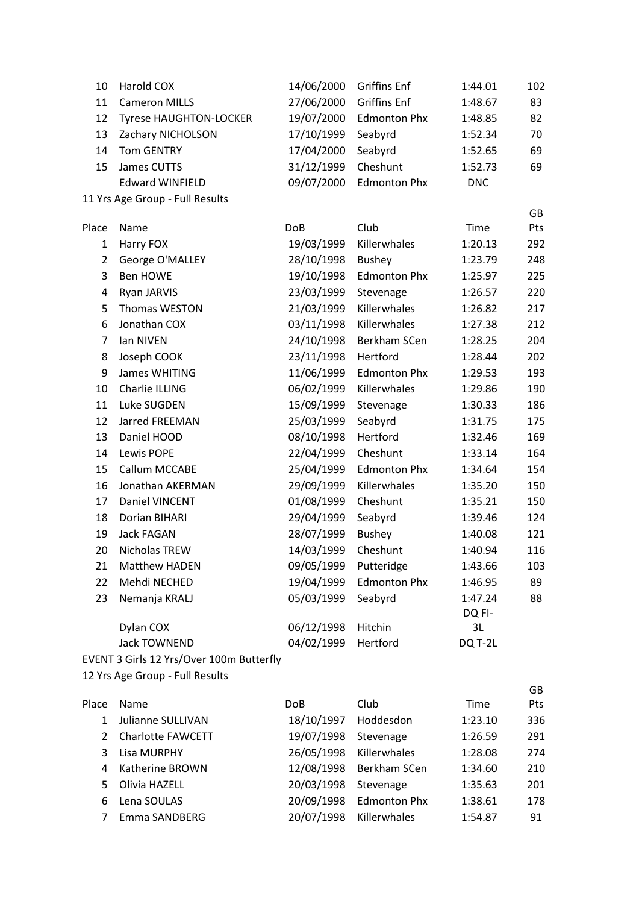| Place | Name | DoB | Club | Time | GB Pts |
|---|---|---|---|---|---|
| 10 | Harold COX | 14/06/2000 | Griffins Enf | 1:44.01 | 102 |
| 11 | Cameron MILLS | 27/06/2000 | Griffins Enf | 1:48.67 | 83 |
| 12 | Tyrese HAUGHTON-LOCKER | 19/07/2000 | Edmonton Phx | 1:48.85 | 82 |
| 13 | Zachary NICHOLSON | 17/10/1999 | Seabyrd | 1:52.34 | 70 |
| 14 | Tom GENTRY | 17/04/2000 | Seabyrd | 1:52.65 | 69 |
| 15 | James CUTTS | 31/12/1999 | Cheshunt | 1:52.73 | 69 |
| | Edward WINFIELD | 09/07/2000 | Edmonton Phx | DNC | |

11 Yrs Age Group - Full Results

| Place | Name | DoB | Club | Time | GB Pts |
|---|---|---|---|---|---|
| 1 | Harry FOX | 19/03/1999 | Killerwhales | 1:20.13 | 292 |
| 2 | George O'MALLEY | 28/10/1998 | Bushey | 1:23.79 | 248 |
| 3 | Ben HOWE | 19/10/1998 | Edmonton Phx | 1:25.97 | 225 |
| 4 | Ryan JARVIS | 23/03/1999 | Stevenage | 1:26.57 | 220 |
| 5 | Thomas WESTON | 21/03/1999 | Killerwhales | 1:26.82 | 217 |
| 6 | Jonathan COX | 03/11/1998 | Killerwhales | 1:27.38 | 212 |
| 7 | Ian NIVEN | 24/10/1998 | Berkham SCen | 1:28.25 | 204 |
| 8 | Joseph COOK | 23/11/1998 | Hertford | 1:28.44 | 202 |
| 9 | James WHITING | 11/06/1999 | Edmonton Phx | 1:29.53 | 193 |
| 10 | Charlie ILLING | 06/02/1999 | Killerwhales | 1:29.86 | 190 |
| 11 | Luke SUGDEN | 15/09/1999 | Stevenage | 1:30.33 | 186 |
| 12 | Jarred FREEMAN | 25/03/1999 | Seabyrd | 1:31.75 | 175 |
| 13 | Daniel HOOD | 08/10/1998 | Hertford | 1:32.46 | 169 |
| 14 | Lewis POPE | 22/04/1999 | Cheshunt | 1:33.14 | 164 |
| 15 | Callum MCCABE | 25/04/1999 | Edmonton Phx | 1:34.64 | 154 |
| 16 | Jonathan AKERMAN | 29/09/1999 | Killerwhales | 1:35.20 | 150 |
| 17 | Daniel VINCENT | 01/08/1999 | Cheshunt | 1:35.21 | 150 |
| 18 | Dorian BIHARI | 29/04/1999 | Seabyrd | 1:39.46 | 124 |
| 19 | Jack FAGAN | 28/07/1999 | Bushey | 1:40.08 | 121 |
| 20 | Nicholas TREW | 14/03/1999 | Cheshunt | 1:40.94 | 116 |
| 21 | Matthew HADEN | 09/05/1999 | Putteridge | 1:43.66 | 103 |
| 22 | Mehdi NECHED | 19/04/1999 | Edmonton Phx | 1:46.95 | 89 |
| 23 | Nemanja KRALJ | 05/03/1999 | Seabyrd | 1:47.24 | 88 |
| | Dylan COX | 06/12/1998 | Hitchin | DQ FI-3L | |
| | Jack TOWNEND | 04/02/1999 | Hertford | DQ T-2L | |

EVENT 3 Girls 12 Yrs/Over 100m Butterfly

12 Yrs Age Group - Full Results

| Place | Name | DoB | Club | Time | GB Pts |
|---|---|---|---|---|---|
| 1 | Julianne SULLIVAN | 18/10/1997 | Hoddesdon | 1:23.10 | 336 |
| 2 | Charlotte FAWCETT | 19/07/1998 | Stevenage | 1:26.59 | 291 |
| 3 | Lisa MURPHY | 26/05/1998 | Killerwhales | 1:28.08 | 274 |
| 4 | Katherine BROWN | 12/08/1998 | Berkham SCen | 1:34.60 | 210 |
| 5 | Olivia HAZELL | 20/03/1998 | Stevenage | 1:35.63 | 201 |
| 6 | Lena SOULAS | 20/09/1998 | Edmonton Phx | 1:38.61 | 178 |
| 7 | Emma SANDBERG | 20/07/1998 | Killerwhales | 1:54.87 | 91 |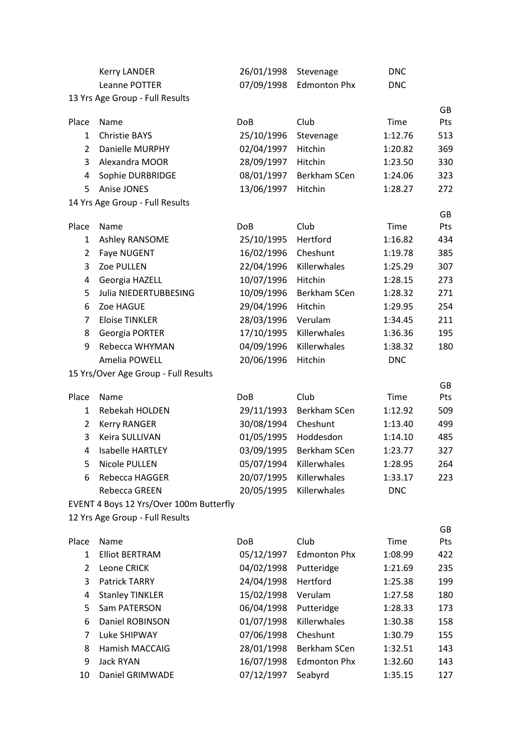| Place | Name | DoB | Club | Time | GB Pts |
|---|---|---|---|---|---|
| | Kerry LANDER | 26/01/1998 | Stevenage | DNC | |
| | Leanne POTTER | 07/09/1998 | Edmonton Phx | DNC | |

13 Yrs Age Group - Full Results

| Place | Name | DoB | Club | Time | GB Pts |
|---|---|---|---|---|---|
| 1 | Christie BAYS | 25/10/1996 | Stevenage | 1:12.76 | 513 |
| 2 | Danielle MURPHY | 02/04/1997 | Hitchin | 1:20.82 | 369 |
| 3 | Alexandra MOOR | 28/09/1997 | Hitchin | 1:23.50 | 330 |
| 4 | Sophie DURBRIDGE | 08/01/1997 | Berkham SCen | 1:24.06 | 323 |
| 5 | Anise JONES | 13/06/1997 | Hitchin | 1:28.27 | 272 |

14 Yrs Age Group - Full Results

| Place | Name | DoB | Club | Time | GB Pts |
|---|---|---|---|---|---|
| 1 | Ashley RANSOME | 25/10/1995 | Hertford | 1:16.82 | 434 |
| 2 | Faye NUGENT | 16/02/1996 | Cheshunt | 1:19.78 | 385 |
| 3 | Zoe PULLEN | 22/04/1996 | Killerwhales | 1:25.29 | 307 |
| 4 | Georgia HAZELL | 10/07/1996 | Hitchin | 1:28.15 | 273 |
| 5 | Julia NIEDERTUBBESING | 10/09/1996 | Berkham SCen | 1:28.32 | 271 |
| 6 | Zoe HAGUE | 29/04/1996 | Hitchin | 1:29.95 | 254 |
| 7 | Eloise TINKLER | 28/03/1996 | Verulam | 1:34.45 | 211 |
| 8 | Georgia PORTER | 17/10/1995 | Killerwhales | 1:36.36 | 195 |
| 9 | Rebecca WHYMAN | 04/09/1996 | Killerwhales | 1:38.32 | 180 |
| | Amelia POWELL | 20/06/1996 | Hitchin | DNC | |

15 Yrs/Over Age Group - Full Results

| Place | Name | DoB | Club | Time | GB Pts |
|---|---|---|---|---|---|
| 1 | Rebekah HOLDEN | 29/11/1993 | Berkham SCen | 1:12.92 | 509 |
| 2 | Kerry RANGER | 30/08/1994 | Cheshunt | 1:13.40 | 499 |
| 3 | Keira SULLIVAN | 01/05/1995 | Hoddesdon | 1:14.10 | 485 |
| 4 | Isabelle HARTLEY | 03/09/1995 | Berkham SCen | 1:23.77 | 327 |
| 5 | Nicole PULLEN | 05/07/1994 | Killerwhales | 1:28.95 | 264 |
| 6 | Rebecca HAGGER | 20/07/1995 | Killerwhales | 1:33.17 | 223 |
| | Rebecca GREEN | 20/05/1995 | Killerwhales | DNC | |

EVENT 4 Boys 12 Yrs/Over 100m Butterfly

12 Yrs Age Group - Full Results

| Place | Name | DoB | Club | Time | GB Pts |
|---|---|---|---|---|---|
| 1 | Elliot BERTRAM | 05/12/1997 | Edmonton Phx | 1:08.99 | 422 |
| 2 | Leone CRICK | 04/02/1998 | Putteridge | 1:21.69 | 235 |
| 3 | Patrick TARRY | 24/04/1998 | Hertford | 1:25.38 | 199 |
| 4 | Stanley TINKLER | 15/02/1998 | Verulam | 1:27.58 | 180 |
| 5 | Sam PATERSON | 06/04/1998 | Putteridge | 1:28.33 | 173 |
| 6 | Daniel ROBINSON | 01/07/1998 | Killerwhales | 1:30.38 | 158 |
| 7 | Luke SHIPWAY | 07/06/1998 | Cheshunt | 1:30.79 | 155 |
| 8 | Hamish MACCAIG | 28/01/1998 | Berkham SCen | 1:32.51 | 143 |
| 9 | Jack RYAN | 16/07/1998 | Edmonton Phx | 1:32.60 | 143 |
| 10 | Daniel GRIMWADE | 07/12/1997 | Seabyrd | 1:35.15 | 127 |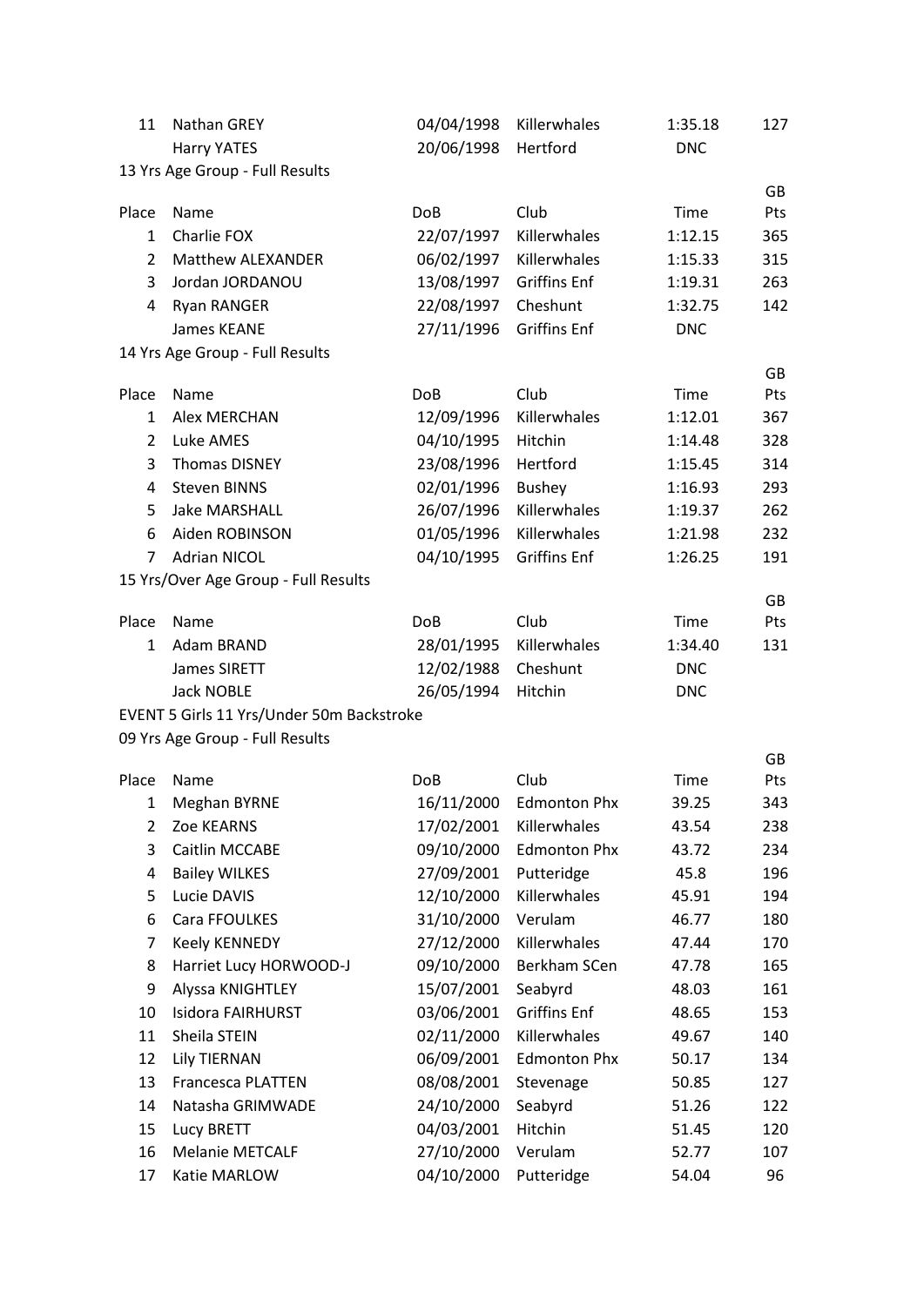| Place | Name | DoB | Club | Time | GB Pts |
|---|---|---|---|---|---|
| 11 | Nathan GREY | 04/04/1998 | Killerwhales | 1:35.18 | 127 |
| | Harry YATES | 20/06/1998 | Hertford | DNC | |

13 Yrs Age Group - Full Results

| Place | Name | DoB | Club | Time | GB Pts |
|---|---|---|---|---|---|
| 1 | Charlie FOX | 22/07/1997 | Killerwhales | 1:12.15 | 365 |
| 2 | Matthew ALEXANDER | 06/02/1997 | Killerwhales | 1:15.33 | 315 |
| 3 | Jordan JORDANOU | 13/08/1997 | Griffins Enf | 1:19.31 | 263 |
| 4 | Ryan RANGER | 22/08/1997 | Cheshunt | 1:32.75 | 142 |
| | James KEANE | 27/11/1996 | Griffins Enf | DNC | |

14 Yrs Age Group - Full Results

| Place | Name | DoB | Club | Time | GB Pts |
|---|---|---|---|---|---|
| 1 | Alex MERCHAN | 12/09/1996 | Killerwhales | 1:12.01 | 367 |
| 2 | Luke AMES | 04/10/1995 | Hitchin | 1:14.48 | 328 |
| 3 | Thomas DISNEY | 23/08/1996 | Hertford | 1:15.45 | 314 |
| 4 | Steven BINNS | 02/01/1996 | Bushey | 1:16.93 | 293 |
| 5 | Jake MARSHALL | 26/07/1996 | Killerwhales | 1:19.37 | 262 |
| 6 | Aiden ROBINSON | 01/05/1996 | Killerwhales | 1:21.98 | 232 |
| 7 | Adrian NICOL | 04/10/1995 | Griffins Enf | 1:26.25 | 191 |

15 Yrs/Over Age Group - Full Results

| Place | Name | DoB | Club | Time | GB Pts |
|---|---|---|---|---|---|
| 1 | Adam BRAND | 28/01/1995 | Killerwhales | 1:34.40 | 131 |
| | James SIRETT | 12/02/1988 | Cheshunt | DNC | |
| | Jack NOBLE | 26/05/1994 | Hitchin | DNC | |

EVENT 5 Girls 11 Yrs/Under 50m Backstroke

09 Yrs Age Group - Full Results

| Place | Name | DoB | Club | Time | GB Pts |
|---|---|---|---|---|---|
| 1 | Meghan BYRNE | 16/11/2000 | Edmonton Phx | 39.25 | 343 |
| 2 | Zoe KEARNS | 17/02/2001 | Killerwhales | 43.54 | 238 |
| 3 | Caitlin MCCABE | 09/10/2000 | Edmonton Phx | 43.72 | 234 |
| 4 | Bailey WILKES | 27/09/2001 | Putteridge | 45.8 | 196 |
| 5 | Lucie DAVIS | 12/10/2000 | Killerwhales | 45.91 | 194 |
| 6 | Cara FFOULKES | 31/10/2000 | Verulam | 46.77 | 180 |
| 7 | Keely KENNEDY | 27/12/2000 | Killerwhales | 47.44 | 170 |
| 8 | Harriet Lucy HORWOOD-J | 09/10/2000 | Berkham SCen | 47.78 | 165 |
| 9 | Alyssa KNIGHTLEY | 15/07/2001 | Seabyrd | 48.03 | 161 |
| 10 | Isidora FAIRHURST | 03/06/2001 | Griffins Enf | 48.65 | 153 |
| 11 | Sheila STEIN | 02/11/2000 | Killerwhales | 49.67 | 140 |
| 12 | Lily TIERNAN | 06/09/2001 | Edmonton Phx | 50.17 | 134 |
| 13 | Francesca PLATTEN | 08/08/2001 | Stevenage | 50.85 | 127 |
| 14 | Natasha GRIMWADE | 24/10/2000 | Seabyrd | 51.26 | 122 |
| 15 | Lucy BRETT | 04/03/2001 | Hitchin | 51.45 | 120 |
| 16 | Melanie METCALF | 27/10/2000 | Verulam | 52.77 | 107 |
| 17 | Katie MARLOW | 04/10/2000 | Putteridge | 54.04 | 96 |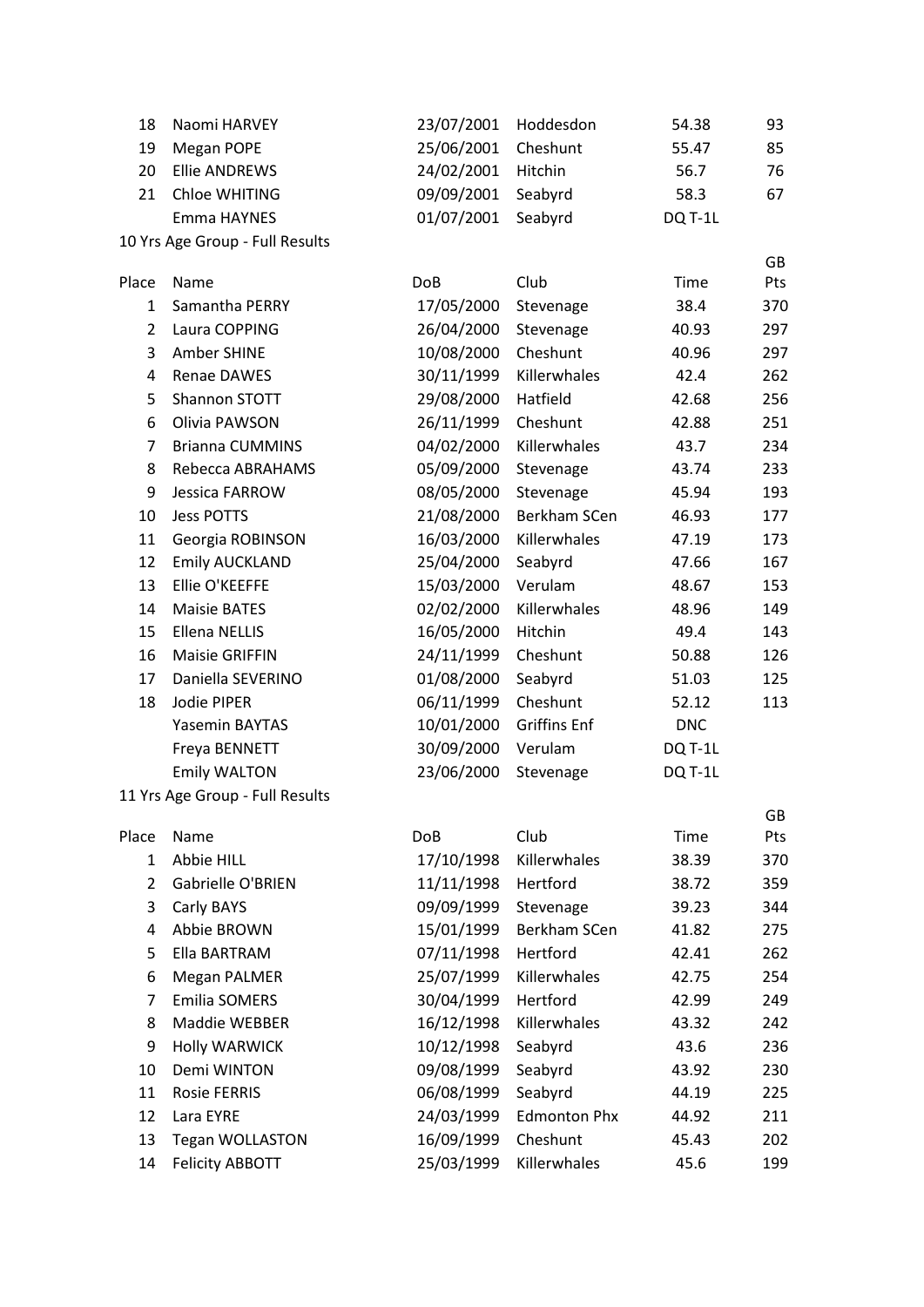| Place | Name | DoB | Club | Time | GB Pts |
|---|---|---|---|---|---|
| 18 | Naomi HARVEY | 23/07/2001 | Hoddesdon | 54.38 | 93 |
| 19 | Megan POPE | 25/06/2001 | Cheshunt | 55.47 | 85 |
| 20 | Ellie ANDREWS | 24/02/2001 | Hitchin | 56.7 | 76 |
| 21 | Chloe WHITING | 09/09/2001 | Seabyrd | 58.3 | 67 |
| | Emma HAYNES | 01/07/2001 | Seabyrd | DQ T-1L | |

10 Yrs Age Group - Full Results

| Place | Name | DoB | Club | Time | GB Pts |
|---|---|---|---|---|---|
| 1 | Samantha PERRY | 17/05/2000 | Stevenage | 38.4 | 370 |
| 2 | Laura COPPING | 26/04/2000 | Stevenage | 40.93 | 297 |
| 3 | Amber SHINE | 10/08/2000 | Cheshunt | 40.96 | 297 |
| 4 | Renae DAWES | 30/11/1999 | Killerwhales | 42.4 | 262 |
| 5 | Shannon STOTT | 29/08/2000 | Hatfield | 42.68 | 256 |
| 6 | Olivia PAWSON | 26/11/1999 | Cheshunt | 42.88 | 251 |
| 7 | Brianna CUMMINS | 04/02/2000 | Killerwhales | 43.7 | 234 |
| 8 | Rebecca ABRAHAMS | 05/09/2000 | Stevenage | 43.74 | 233 |
| 9 | Jessica FARROW | 08/05/2000 | Stevenage | 45.94 | 193 |
| 10 | Jess POTTS | 21/08/2000 | Berkham SCen | 46.93 | 177 |
| 11 | Georgia ROBINSON | 16/03/2000 | Killerwhales | 47.19 | 173 |
| 12 | Emily AUCKLAND | 25/04/2000 | Seabyrd | 47.66 | 167 |
| 13 | Ellie O'KEEFFE | 15/03/2000 | Verulam | 48.67 | 153 |
| 14 | Maisie BATES | 02/02/2000 | Killerwhales | 48.96 | 149 |
| 15 | Ellena NELLIS | 16/05/2000 | Hitchin | 49.4 | 143 |
| 16 | Maisie GRIFFIN | 24/11/1999 | Cheshunt | 50.88 | 126 |
| 17 | Daniella SEVERINO | 01/08/2000 | Seabyrd | 51.03 | 125 |
| 18 | Jodie PIPER | 06/11/1999 | Cheshunt | 52.12 | 113 |
| | Yasemin BAYTAS | 10/01/2000 | Griffins Enf | DNC | |
| | Freya BENNETT | 30/09/2000 | Verulam | DQ T-1L | |
| | Emily WALTON | 23/06/2000 | Stevenage | DQ T-1L | |

11 Yrs Age Group - Full Results

| Place | Name | DoB | Club | Time | GB Pts |
|---|---|---|---|---|---|
| 1 | Abbie HILL | 17/10/1998 | Killerwhales | 38.39 | 370 |
| 2 | Gabrielle O'BRIEN | 11/11/1998 | Hertford | 38.72 | 359 |
| 3 | Carly BAYS | 09/09/1999 | Stevenage | 39.23 | 344 |
| 4 | Abbie BROWN | 15/01/1999 | Berkham SCen | 41.82 | 275 |
| 5 | Ella BARTRAM | 07/11/1998 | Hertford | 42.41 | 262 |
| 6 | Megan PALMER | 25/07/1999 | Killerwhales | 42.75 | 254 |
| 7 | Emilia SOMERS | 30/04/1999 | Hertford | 42.99 | 249 |
| 8 | Maddie WEBBER | 16/12/1998 | Killerwhales | 43.32 | 242 |
| 9 | Holly WARWICK | 10/12/1998 | Seabyrd | 43.6 | 236 |
| 10 | Demi WINTON | 09/08/1999 | Seabyrd | 43.92 | 230 |
| 11 | Rosie FERRIS | 06/08/1999 | Seabyrd | 44.19 | 225 |
| 12 | Lara EYRE | 24/03/1999 | Edmonton Phx | 44.92 | 211 |
| 13 | Tegan WOLLASTON | 16/09/1999 | Cheshunt | 45.43 | 202 |
| 14 | Felicity ABBOTT | 25/03/1999 | Killerwhales | 45.6 | 199 |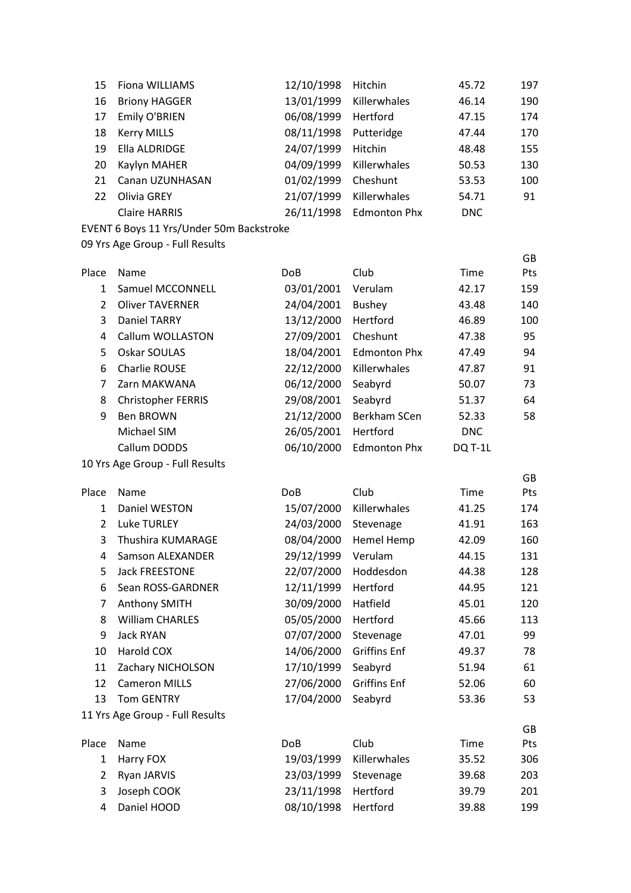| Place | Name | DoB | Club | Time | GB Pts |
|---|---|---|---|---|---|
| 15 | Fiona WILLIAMS | 12/10/1998 | Hitchin | 45.72 | 197 |
| 16 | Briony HAGGER | 13/01/1999 | Killerwhales | 46.14 | 190 |
| 17 | Emily O'BRIEN | 06/08/1999 | Hertford | 47.15 | 174 |
| 18 | Kerry MILLS | 08/11/1998 | Putteridge | 47.44 | 170 |
| 19 | Ella ALDRIDGE | 24/07/1999 | Hitchin | 48.48 | 155 |
| 20 | Kaylyn MAHER | 04/09/1999 | Killerwhales | 50.53 | 130 |
| 21 | Canan UZUNHASAN | 01/02/1999 | Cheshunt | 53.53 | 100 |
| 22 | Olivia GREY | 21/07/1999 | Killerwhales | 54.71 | 91 |
| | Claire HARRIS | 26/11/1998 | Edmonton Phx | DNC | |

EVENT 6 Boys 11 Yrs/Under 50m Backstroke

09 Yrs Age Group - Full Results

| Place | Name | DoB | Club | Time | GB Pts |
|---|---|---|---|---|---|
| 1 | Samuel MCCONNELL | 03/01/2001 | Verulam | 42.17 | 159 |
| 2 | Oliver TAVERNER | 24/04/2001 | Bushey | 43.48 | 140 |
| 3 | Daniel TARRY | 13/12/2000 | Hertford | 46.89 | 100 |
| 4 | Callum WOLLASTON | 27/09/2001 | Cheshunt | 47.38 | 95 |
| 5 | Oskar SOULAS | 18/04/2001 | Edmonton Phx | 47.49 | 94 |
| 6 | Charlie ROUSE | 22/12/2000 | Killerwhales | 47.87 | 91 |
| 7 | Zarn MAKWANA | 06/12/2000 | Seabyrd | 50.07 | 73 |
| 8 | Christopher FERRIS | 29/08/2001 | Seabyrd | 51.37 | 64 |
| 9 | Ben BROWN | 21/12/2000 | Berkham SCen | 52.33 | 58 |
| | Michael SIM | 26/05/2001 | Hertford | DNC | |
| | Callum DODDS | 06/10/2000 | Edmonton Phx | DQ T-1L | |

10 Yrs Age Group - Full Results

| Place | Name | DoB | Club | Time | GB Pts |
|---|---|---|---|---|---|
| 1 | Daniel WESTON | 15/07/2000 | Killerwhales | 41.25 | 174 |
| 2 | Luke TURLEY | 24/03/2000 | Stevenage | 41.91 | 163 |
| 3 | Thushira KUMARAGE | 08/04/2000 | Hemel Hemp | 42.09 | 160 |
| 4 | Samson ALEXANDER | 29/12/1999 | Verulam | 44.15 | 131 |
| 5 | Jack FREESTONE | 22/07/2000 | Hoddesdon | 44.38 | 128 |
| 6 | Sean ROSS-GARDNER | 12/11/1999 | Hertford | 44.95 | 121 |
| 7 | Anthony SMITH | 30/09/2000 | Hatfield | 45.01 | 120 |
| 8 | William CHARLES | 05/05/2000 | Hertford | 45.66 | 113 |
| 9 | Jack RYAN | 07/07/2000 | Stevenage | 47.01 | 99 |
| 10 | Harold COX | 14/06/2000 | Griffins Enf | 49.37 | 78 |
| 11 | Zachary NICHOLSON | 17/10/1999 | Seabyrd | 51.94 | 61 |
| 12 | Cameron MILLS | 27/06/2000 | Griffins Enf | 52.06 | 60 |
| 13 | Tom GENTRY | 17/04/2000 | Seabyrd | 53.36 | 53 |

11 Yrs Age Group - Full Results

| Place | Name | DoB | Club | Time | GB Pts |
|---|---|---|---|---|---|
| 1 | Harry FOX | 19/03/1999 | Killerwhales | 35.52 | 306 |
| 2 | Ryan JARVIS | 23/03/1999 | Stevenage | 39.68 | 203 |
| 3 | Joseph COOK | 23/11/1998 | Hertford | 39.79 | 201 |
| 4 | Daniel HOOD | 08/10/1998 | Hertford | 39.88 | 199 |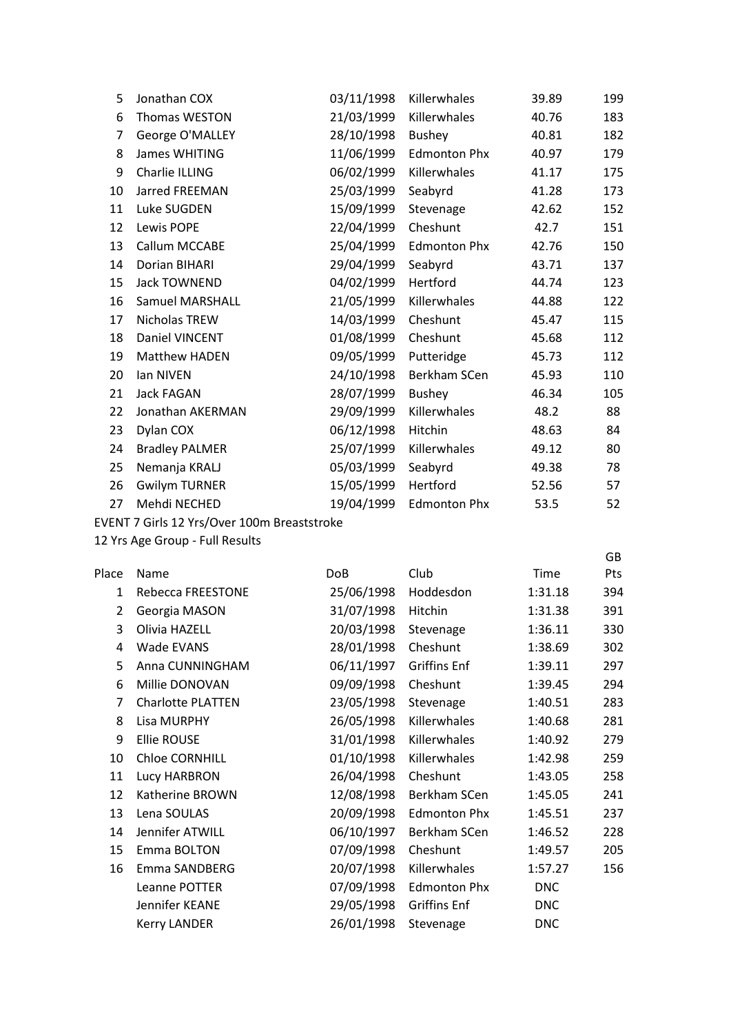| | | | | | |
|---|---|---|---|---|---|
| 5 | Jonathan COX | 03/11/1998 | Killerwhales | 39.89 | 199 |
| 6 | Thomas WESTON | 21/03/1999 | Killerwhales | 40.76 | 183 |
| 7 | George O'MALLEY | 28/10/1998 | Bushey | 40.81 | 182 |
| 8 | James WHITING | 11/06/1999 | Edmonton Phx | 40.97 | 179 |
| 9 | Charlie ILLING | 06/02/1999 | Killerwhales | 41.17 | 175 |
| 10 | Jarred FREEMAN | 25/03/1999 | Seabyrd | 41.28 | 173 |
| 11 | Luke SUGDEN | 15/09/1999 | Stevenage | 42.62 | 152 |
| 12 | Lewis POPE | 22/04/1999 | Cheshunt | 42.7 | 151 |
| 13 | Callum MCCABE | 25/04/1999 | Edmonton Phx | 42.76 | 150 |
| 14 | Dorian BIHARI | 29/04/1999 | Seabyrd | 43.71 | 137 |
| 15 | Jack TOWNEND | 04/02/1999 | Hertford | 44.74 | 123 |
| 16 | Samuel MARSHALL | 21/05/1999 | Killerwhales | 44.88 | 122 |
| 17 | Nicholas TREW | 14/03/1999 | Cheshunt | 45.47 | 115 |
| 18 | Daniel VINCENT | 01/08/1999 | Cheshunt | 45.68 | 112 |
| 19 | Matthew HADEN | 09/05/1999 | Putteridge | 45.73 | 112 |
| 20 | Ian NIVEN | 24/10/1998 | Berkham SCen | 45.93 | 110 |
| 21 | Jack FAGAN | 28/07/1999 | Bushey | 46.34 | 105 |
| 22 | Jonathan AKERMAN | 29/09/1999 | Killerwhales | 48.2 | 88 |
| 23 | Dylan COX | 06/12/1998 | Hitchin | 48.63 | 84 |
| 24 | Bradley PALMER | 25/07/1999 | Killerwhales | 49.12 | 80 |
| 25 | Nemanja KRALJ | 05/03/1999 | Seabyrd | 49.38 | 78 |
| 26 | Gwilym TURNER | 15/05/1999 | Hertford | 52.56 | 57 |
| 27 | Mehdi NECHED | 19/04/1999 | Edmonton Phx | 53.5 | 52 |

EVENT 7 Girls 12 Yrs/Over 100m Breaststroke

12 Yrs Age Group - Full Results

| Place | Name | DoB | Club | Time | GB Pts |
|---|---|---|---|---|---|
| 1 | Rebecca FREESTONE | 25/06/1998 | Hoddesdon | 1:31.18 | 394 |
| 2 | Georgia MASON | 31/07/1998 | Hitchin | 1:31.38 | 391 |
| 3 | Olivia HAZELL | 20/03/1998 | Stevenage | 1:36.11 | 330 |
| 4 | Wade EVANS | 28/01/1998 | Cheshunt | 1:38.69 | 302 |
| 5 | Anna CUNNINGHAM | 06/11/1997 | Griffins Enf | 1:39.11 | 297 |
| 6 | Millie DONOVAN | 09/09/1998 | Cheshunt | 1:39.45 | 294 |
| 7 | Charlotte PLATTEN | 23/05/1998 | Stevenage | 1:40.51 | 283 |
| 8 | Lisa MURPHY | 26/05/1998 | Killerwhales | 1:40.68 | 281 |
| 9 | Ellie ROUSE | 31/01/1998 | Killerwhales | 1:40.92 | 279 |
| 10 | Chloe CORNHILL | 01/10/1998 | Killerwhales | 1:42.98 | 259 |
| 11 | Lucy HARBRON | 26/04/1998 | Cheshunt | 1:43.05 | 258 |
| 12 | Katherine BROWN | 12/08/1998 | Berkham SCen | 1:45.05 | 241 |
| 13 | Lena SOULAS | 20/09/1998 | Edmonton Phx | 1:45.51 | 237 |
| 14 | Jennifer ATWILL | 06/10/1997 | Berkham SCen | 1:46.52 | 228 |
| 15 | Emma BOLTON | 07/09/1998 | Cheshunt | 1:49.57 | 205 |
| 16 | Emma SANDBERG | 20/07/1998 | Killerwhales | 1:57.27 | 156 |
| | Leanne POTTER | 07/09/1998 | Edmonton Phx | DNC | |
| | Jennifer KEANE | 29/05/1998 | Griffins Enf | DNC | |
| | Kerry LANDER | 26/01/1998 | Stevenage | DNC | |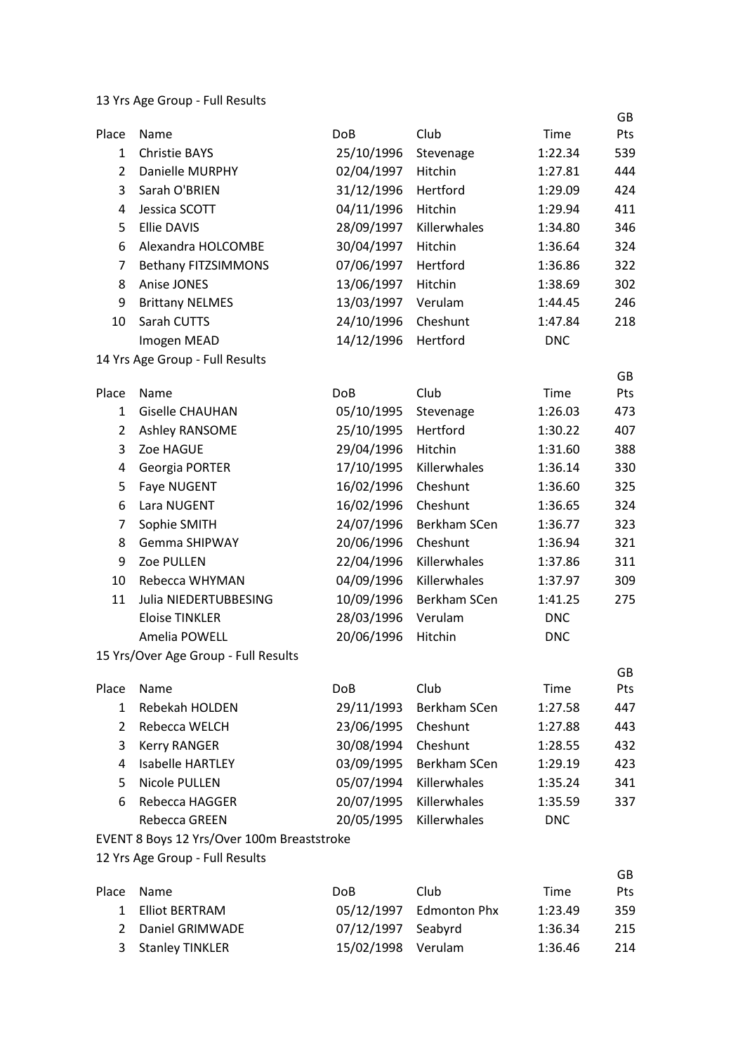13 Yrs Age Group - Full Results

| Place | Name | DoB | Club | Time | GB Pts |
|---|---|---|---|---|---|
| 1 | Christie BAYS | 25/10/1996 | Stevenage | 1:22.34 | 539 |
| 2 | Danielle MURPHY | 02/04/1997 | Hitchin | 1:27.81 | 444 |
| 3 | Sarah O'BRIEN | 31/12/1996 | Hertford | 1:29.09 | 424 |
| 4 | Jessica SCOTT | 04/11/1996 | Hitchin | 1:29.94 | 411 |
| 5 | Ellie DAVIS | 28/09/1997 | Killerwhales | 1:34.80 | 346 |
| 6 | Alexandra HOLCOMBE | 30/04/1997 | Hitchin | 1:36.64 | 324 |
| 7 | Bethany FITZSIMMONS | 07/06/1997 | Hertford | 1:36.86 | 322 |
| 8 | Anise JONES | 13/06/1997 | Hitchin | 1:38.69 | 302 |
| 9 | Brittany NELMES | 13/03/1997 | Verulam | 1:44.45 | 246 |
| 10 | Sarah CUTTS | 24/10/1996 | Cheshunt | 1:47.84 | 218 |
| | Imogen MEAD | 14/12/1996 | Hertford | DNC | |

14 Yrs Age Group - Full Results

| Place | Name | DoB | Club | Time | GB Pts |
|---|---|---|---|---|---|
| 1 | Giselle CHAUHAN | 05/10/1995 | Stevenage | 1:26.03 | 473 |
| 2 | Ashley RANSOME | 25/10/1995 | Hertford | 1:30.22 | 407 |
| 3 | Zoe HAGUE | 29/04/1996 | Hitchin | 1:31.60 | 388 |
| 4 | Georgia PORTER | 17/10/1995 | Killerwhales | 1:36.14 | 330 |
| 5 | Faye NUGENT | 16/02/1996 | Cheshunt | 1:36.60 | 325 |
| 6 | Lara NUGENT | 16/02/1996 | Cheshunt | 1:36.65 | 324 |
| 7 | Sophie SMITH | 24/07/1996 | Berkham SCen | 1:36.77 | 323 |
| 8 | Gemma SHIPWAY | 20/06/1996 | Cheshunt | 1:36.94 | 321 |
| 9 | Zoe PULLEN | 22/04/1996 | Killerwhales | 1:37.86 | 311 |
| 10 | Rebecca WHYMAN | 04/09/1996 | Killerwhales | 1:37.97 | 309 |
| 11 | Julia NIEDERTUBBESING | 10/09/1996 | Berkham SCen | 1:41.25 | 275 |
| | Eloise TINKLER | 28/03/1996 | Verulam | DNC | |
| | Amelia POWELL | 20/06/1996 | Hitchin | DNC | |

15 Yrs/Over Age Group - Full Results

| Place | Name | DoB | Club | Time | GB Pts |
|---|---|---|---|---|---|
| 1 | Rebekah HOLDEN | 29/11/1993 | Berkham SCen | 1:27.58 | 447 |
| 2 | Rebecca WELCH | 23/06/1995 | Cheshunt | 1:27.88 | 443 |
| 3 | Kerry RANGER | 30/08/1994 | Cheshunt | 1:28.55 | 432 |
| 4 | Isabelle HARTLEY | 03/09/1995 | Berkham SCen | 1:29.19 | 423 |
| 5 | Nicole PULLEN | 05/07/1994 | Killerwhales | 1:35.24 | 341 |
| 6 | Rebecca HAGGER | 20/07/1995 | Killerwhales | 1:35.59 | 337 |
| | Rebecca GREEN | 20/05/1995 | Killerwhales | DNC | |

EVENT 8 Boys 12 Yrs/Over 100m Breaststroke

12 Yrs Age Group - Full Results

| Place | Name | DoB | Club | Time | GB Pts |
|---|---|---|---|---|---|
| 1 | Elliot BERTRAM | 05/12/1997 | Edmonton Phx | 1:23.49 | 359 |
| 2 | Daniel GRIMWADE | 07/12/1997 | Seabyrd | 1:36.34 | 215 |
| 3 | Stanley TINKLER | 15/02/1998 | Verulam | 1:36.46 | 214 |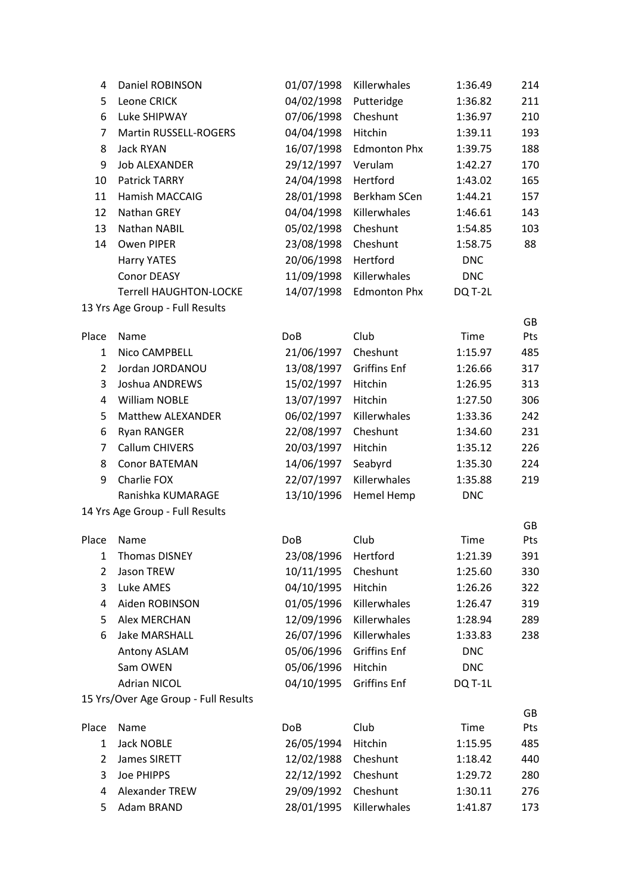| Place | Name | DoB | Club | Time | GB Pts |
|---|---|---|---|---|---|
| 4 | Daniel ROBINSON | 01/07/1998 | Killerwhales | 1:36.49 | 214 |
| 5 | Leone CRICK | 04/02/1998 | Putteridge | 1:36.82 | 211 |
| 6 | Luke SHIPWAY | 07/06/1998 | Cheshunt | 1:36.97 | 210 |
| 7 | Martin RUSSELL-ROGERS | 04/04/1998 | Hitchin | 1:39.11 | 193 |
| 8 | Jack RYAN | 16/07/1998 | Edmonton Phx | 1:39.75 | 188 |
| 9 | Job ALEXANDER | 29/12/1997 | Verulam | 1:42.27 | 170 |
| 10 | Patrick TARRY | 24/04/1998 | Hertford | 1:43.02 | 165 |
| 11 | Hamish MACCAIG | 28/01/1998 | Berkham SCen | 1:44.21 | 157 |
| 12 | Nathan GREY | 04/04/1998 | Killerwhales | 1:46.61 | 143 |
| 13 | Nathan NABIL | 05/02/1998 | Cheshunt | 1:54.85 | 103 |
| 14 | Owen PIPER | 23/08/1998 | Cheshunt | 1:58.75 | 88 |
| | Harry YATES | 20/06/1998 | Hertford | DNC | |
| | Conor DEASY | 11/09/1998 | Killerwhales | DNC | |
| | Terrell HAUGHTON-LOCKE | 14/07/1998 | Edmonton Phx | DQ T-2L | |

13 Yrs Age Group - Full Results

| Place | Name | DoB | Club | Time | GB Pts |
|---|---|---|---|---|---|
| 1 | Nico CAMPBELL | 21/06/1997 | Cheshunt | 1:15.97 | 485 |
| 2 | Jordan JORDANOU | 13/08/1997 | Griffins Enf | 1:26.66 | 317 |
| 3 | Joshua ANDREWS | 15/02/1997 | Hitchin | 1:26.95 | 313 |
| 4 | William NOBLE | 13/07/1997 | Hitchin | 1:27.50 | 306 |
| 5 | Matthew ALEXANDER | 06/02/1997 | Killerwhales | 1:33.36 | 242 |
| 6 | Ryan RANGER | 22/08/1997 | Cheshunt | 1:34.60 | 231 |
| 7 | Callum CHIVERS | 20/03/1997 | Hitchin | 1:35.12 | 226 |
| 8 | Conor BATEMAN | 14/06/1997 | Seabyrd | 1:35.30 | 224 |
| 9 | Charlie FOX | 22/07/1997 | Killerwhales | 1:35.88 | 219 |
| | Ranishka KUMARAGE | 13/10/1996 | Hemel Hemp | DNC | |

14 Yrs Age Group - Full Results

| Place | Name | DoB | Club | Time | GB Pts |
|---|---|---|---|---|---|
| 1 | Thomas DISNEY | 23/08/1996 | Hertford | 1:21.39 | 391 |
| 2 | Jason TREW | 10/11/1995 | Cheshunt | 1:25.60 | 330 |
| 3 | Luke AMES | 04/10/1995 | Hitchin | 1:26.26 | 322 |
| 4 | Aiden ROBINSON | 01/05/1996 | Killerwhales | 1:26.47 | 319 |
| 5 | Alex MERCHAN | 12/09/1996 | Killerwhales | 1:28.94 | 289 |
| 6 | Jake MARSHALL | 26/07/1996 | Killerwhales | 1:33.83 | 238 |
| | Antony ASLAM | 05/06/1996 | Griffins Enf | DNC | |
| | Sam OWEN | 05/06/1996 | Hitchin | DNC | |
| | Adrian NICOL | 04/10/1995 | Griffins Enf | DQ T-1L | |

15 Yrs/Over Age Group - Full Results

| Place | Name | DoB | Club | Time | GB Pts |
|---|---|---|---|---|---|
| 1 | Jack NOBLE | 26/05/1994 | Hitchin | 1:15.95 | 485 |
| 2 | James SIRETT | 12/02/1988 | Cheshunt | 1:18.42 | 440 |
| 3 | Joe PHIPPS | 22/12/1992 | Cheshunt | 1:29.72 | 280 |
| 4 | Alexander TREW | 29/09/1992 | Cheshunt | 1:30.11 | 276 |
| 5 | Adam BRAND | 28/01/1995 | Killerwhales | 1:41.87 | 173 |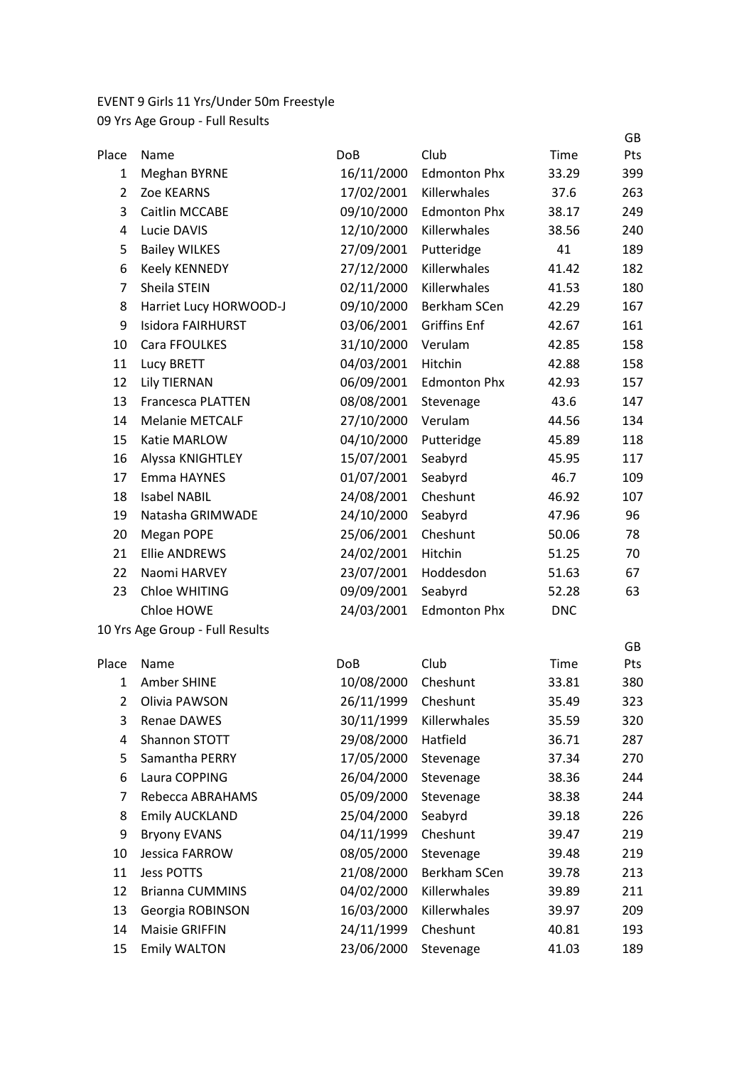EVENT 9 Girls 11 Yrs/Under 50m Freestyle

09 Yrs Age Group - Full Results

| Place | Name | DoB | Club | Time | GB Pts |
|---|---|---|---|---|---|
| 1 | Meghan BYRNE | 16/11/2000 | Edmonton Phx | 33.29 | 399 |
| 2 | Zoe KEARNS | 17/02/2001 | Killerwhales | 37.6 | 263 |
| 3 | Caitlin MCCABE | 09/10/2000 | Edmonton Phx | 38.17 | 249 |
| 4 | Lucie DAVIS | 12/10/2000 | Killerwhales | 38.56 | 240 |
| 5 | Bailey WILKES | 27/09/2001 | Putteridge | 41 | 189 |
| 6 | Keely KENNEDY | 27/12/2000 | Killerwhales | 41.42 | 182 |
| 7 | Sheila STEIN | 02/11/2000 | Killerwhales | 41.53 | 180 |
| 8 | Harriet Lucy HORWOOD-J | 09/10/2000 | Berkham SCen | 42.29 | 167 |
| 9 | Isidora FAIRHURST | 03/06/2001 | Griffins Enf | 42.67 | 161 |
| 10 | Cara FFOULKES | 31/10/2000 | Verulam | 42.85 | 158 |
| 11 | Lucy BRETT | 04/03/2001 | Hitchin | 42.88 | 158 |
| 12 | Lily TIERNAN | 06/09/2001 | Edmonton Phx | 42.93 | 157 |
| 13 | Francesca PLATTEN | 08/08/2001 | Stevenage | 43.6 | 147 |
| 14 | Melanie METCALF | 27/10/2000 | Verulam | 44.56 | 134 |
| 15 | Katie MARLOW | 04/10/2000 | Putteridge | 45.89 | 118 |
| 16 | Alyssa KNIGHTLEY | 15/07/2001 | Seabyrd | 45.95 | 117 |
| 17 | Emma HAYNES | 01/07/2001 | Seabyrd | 46.7 | 109 |
| 18 | Isabel NABIL | 24/08/2001 | Cheshunt | 46.92 | 107 |
| 19 | Natasha GRIMWADE | 24/10/2000 | Seabyrd | 47.96 | 96 |
| 20 | Megan POPE | 25/06/2001 | Cheshunt | 50.06 | 78 |
| 21 | Ellie ANDREWS | 24/02/2001 | Hitchin | 51.25 | 70 |
| 22 | Naomi HARVEY | 23/07/2001 | Hoddesdon | 51.63 | 67 |
| 23 | Chloe WHITING | 09/09/2001 | Seabyrd | 52.28 | 63 |
| | Chloe HOWE | 24/03/2001 | Edmonton Phx | DNC | |

10 Yrs Age Group - Full Results

| Place | Name | DoB | Club | Time | GB Pts |
|---|---|---|---|---|---|
| 1 | Amber SHINE | 10/08/2000 | Cheshunt | 33.81 | 380 |
| 2 | Olivia PAWSON | 26/11/1999 | Cheshunt | 35.49 | 323 |
| 3 | Renae DAWES | 30/11/1999 | Killerwhales | 35.59 | 320 |
| 4 | Shannon STOTT | 29/08/2000 | Hatfield | 36.71 | 287 |
| 5 | Samantha PERRY | 17/05/2000 | Stevenage | 37.34 | 270 |
| 6 | Laura COPPING | 26/04/2000 | Stevenage | 38.36 | 244 |
| 7 | Rebecca ABRAHAMS | 05/09/2000 | Stevenage | 38.38 | 244 |
| 8 | Emily AUCKLAND | 25/04/2000 | Seabyrd | 39.18 | 226 |
| 9 | Bryony EVANS | 04/11/1999 | Cheshunt | 39.47 | 219 |
| 10 | Jessica FARROW | 08/05/2000 | Stevenage | 39.48 | 219 |
| 11 | Jess POTTS | 21/08/2000 | Berkham SCen | 39.78 | 213 |
| 12 | Brianna CUMMINS | 04/02/2000 | Killerwhales | 39.89 | 211 |
| 13 | Georgia ROBINSON | 16/03/2000 | Killerwhales | 39.97 | 209 |
| 14 | Maisie GRIFFIN | 24/11/1999 | Cheshunt | 40.81 | 193 |
| 15 | Emily WALTON | 23/06/2000 | Stevenage | 41.03 | 189 |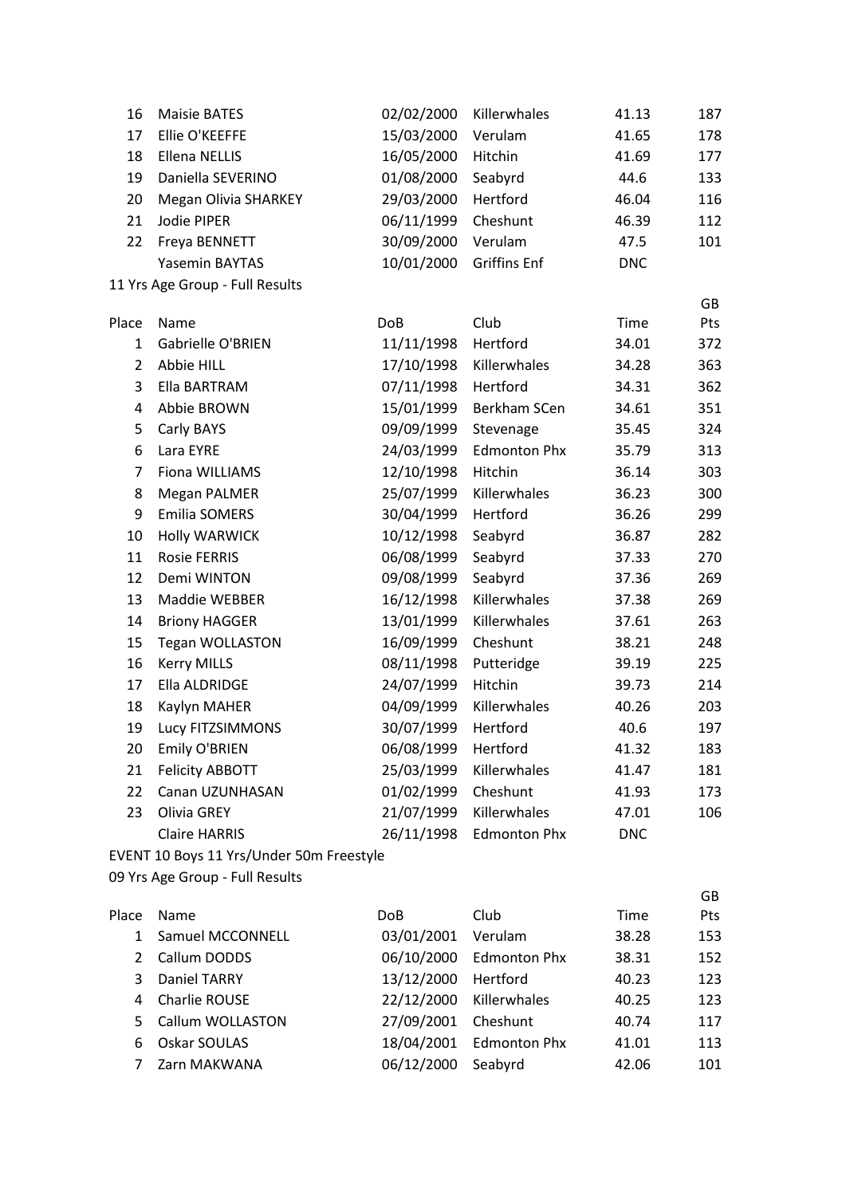| Place | Name | DoB | Club | Time | GB Pts |
|---|---|---|---|---|---|
| 16 | Maisie BATES | 02/02/2000 | Killerwhales | 41.13 | 187 |
| 17 | Ellie O'KEEFFE | 15/03/2000 | Verulam | 41.65 | 178 |
| 18 | Ellena NELLIS | 16/05/2000 | Hitchin | 41.69 | 177 |
| 19 | Daniella SEVERINO | 01/08/2000 | Seabyrd | 44.6 | 133 |
| 20 | Megan Olivia SHARKEY | 29/03/2000 | Hertford | 46.04 | 116 |
| 21 | Jodie PIPER | 06/11/1999 | Cheshunt | 46.39 | 112 |
| 22 | Freya BENNETT | 30/09/2000 | Verulam | 47.5 | 101 |
| | Yasemin BAYTAS | 10/01/2000 | Griffins Enf | DNC | |

11 Yrs Age Group - Full Results

| Place | Name | DoB | Club | Time | GB Pts |
|---|---|---|---|---|---|
| 1 | Gabrielle O'BRIEN | 11/11/1998 | Hertford | 34.01 | 372 |
| 2 | Abbie HILL | 17/10/1998 | Killerwhales | 34.28 | 363 |
| 3 | Ella BARTRAM | 07/11/1998 | Hertford | 34.31 | 362 |
| 4 | Abbie BROWN | 15/01/1999 | Berkham SCen | 34.61 | 351 |
| 5 | Carly BAYS | 09/09/1999 | Stevenage | 35.45 | 324 |
| 6 | Lara EYRE | 24/03/1999 | Edmonton Phx | 35.79 | 313 |
| 7 | Fiona WILLIAMS | 12/10/1998 | Hitchin | 36.14 | 303 |
| 8 | Megan PALMER | 25/07/1999 | Killerwhales | 36.23 | 300 |
| 9 | Emilia SOMERS | 30/04/1999 | Hertford | 36.26 | 299 |
| 10 | Holly WARWICK | 10/12/1998 | Seabyrd | 36.87 | 282 |
| 11 | Rosie FERRIS | 06/08/1999 | Seabyrd | 37.33 | 270 |
| 12 | Demi WINTON | 09/08/1999 | Seabyrd | 37.36 | 269 |
| 13 | Maddie WEBBER | 16/12/1998 | Killerwhales | 37.38 | 269 |
| 14 | Briony HAGGER | 13/01/1999 | Killerwhales | 37.61 | 263 |
| 15 | Tegan WOLLASTON | 16/09/1999 | Cheshunt | 38.21 | 248 |
| 16 | Kerry MILLS | 08/11/1998 | Putteridge | 39.19 | 225 |
| 17 | Ella ALDRIDGE | 24/07/1999 | Hitchin | 39.73 | 214 |
| 18 | Kaylyn MAHER | 04/09/1999 | Killerwhales | 40.26 | 203 |
| 19 | Lucy FITZSIMMONS | 30/07/1999 | Hertford | 40.6 | 197 |
| 20 | Emily O'BRIEN | 06/08/1999 | Hertford | 41.32 | 183 |
| 21 | Felicity ABBOTT | 25/03/1999 | Killerwhales | 41.47 | 181 |
| 22 | Canan UZUNHASAN | 01/02/1999 | Cheshunt | 41.93 | 173 |
| 23 | Olivia GREY | 21/07/1999 | Killerwhales | 47.01 | 106 |
| | Claire HARRIS | 26/11/1998 | Edmonton Phx | DNC | |

EVENT 10 Boys 11 Yrs/Under 50m Freestyle

09 Yrs Age Group - Full Results

| Place | Name | DoB | Club | Time | GB Pts |
|---|---|---|---|---|---|
| 1 | Samuel MCCONNELL | 03/01/2001 | Verulam | 38.28 | 153 |
| 2 | Callum DODDS | 06/10/2000 | Edmonton Phx | 38.31 | 152 |
| 3 | Daniel TARRY | 13/12/2000 | Hertford | 40.23 | 123 |
| 4 | Charlie ROUSE | 22/12/2000 | Killerwhales | 40.25 | 123 |
| 5 | Callum WOLLASTON | 27/09/2001 | Cheshunt | 40.74 | 117 |
| 6 | Oskar SOULAS | 18/04/2001 | Edmonton Phx | 41.01 | 113 |
| 7 | Zarn MAKWANA | 06/12/2000 | Seabyrd | 42.06 | 101 |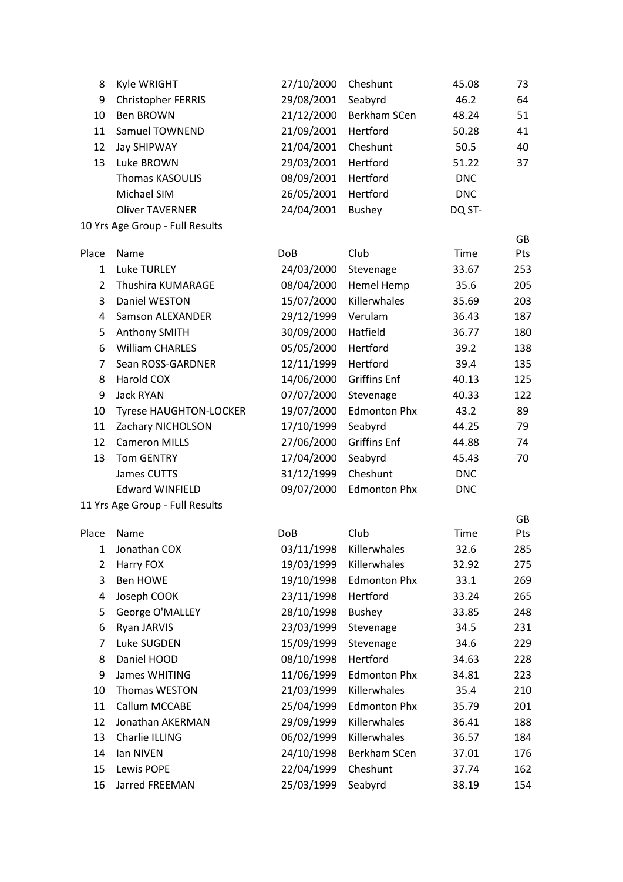| | | | | | |
|---|---|---|---|---|---|
| 8 | Kyle WRIGHT | 27/10/2000 | Cheshunt | 45.08 | 73 |
| 9 | Christopher FERRIS | 29/08/2001 | Seabyrd | 46.2 | 64 |
| 10 | Ben BROWN | 21/12/2000 | Berkham SCen | 48.24 | 51 |
| 11 | Samuel TOWNEND | 21/09/2001 | Hertford | 50.28 | 41 |
| 12 | Jay SHIPWAY | 21/04/2001 | Cheshunt | 50.5 | 40 |
| 13 | Luke BROWN | 29/03/2001 | Hertford | 51.22 | 37 |
| | Thomas KASOULIS | 08/09/2001 | Hertford | DNC | |
| | Michael SIM | 26/05/2001 | Hertford | DNC | |
| | Oliver TAVERNER | 24/04/2001 | Bushey | DQ ST- | |

10 Yrs Age Group - Full Results

| Place | Name | DoB | Club | Time | GB Pts |
|---|---|---|---|---|---|
| 1 | Luke TURLEY | 24/03/2000 | Stevenage | 33.67 | 253 |
| 2 | Thushira KUMARAGE | 08/04/2000 | Hemel Hemp | 35.6 | 205 |
| 3 | Daniel WESTON | 15/07/2000 | Killerwhales | 35.69 | 203 |
| 4 | Samson ALEXANDER | 29/12/1999 | Verulam | 36.43 | 187 |
| 5 | Anthony SMITH | 30/09/2000 | Hatfield | 36.77 | 180 |
| 6 | William CHARLES | 05/05/2000 | Hertford | 39.2 | 138 |
| 7 | Sean ROSS-GARDNER | 12/11/1999 | Hertford | 39.4 | 135 |
| 8 | Harold COX | 14/06/2000 | Griffins Enf | 40.13 | 125 |
| 9 | Jack RYAN | 07/07/2000 | Stevenage | 40.33 | 122 |
| 10 | Tyrese HAUGHTON-LOCKER | 19/07/2000 | Edmonton Phx | 43.2 | 89 |
| 11 | Zachary NICHOLSON | 17/10/1999 | Seabyrd | 44.25 | 79 |
| 12 | Cameron MILLS | 27/06/2000 | Griffins Enf | 44.88 | 74 |
| 13 | Tom GENTRY | 17/04/2000 | Seabyrd | 45.43 | 70 |
| | James CUTTS | 31/12/1999 | Cheshunt | DNC | |
| | Edward WINFIELD | 09/07/2000 | Edmonton Phx | DNC | |

11 Yrs Age Group - Full Results

| Place | Name | DoB | Club | Time | GB Pts |
|---|---|---|---|---|---|
| 1 | Jonathan COX | 03/11/1998 | Killerwhales | 32.6 | 285 |
| 2 | Harry FOX | 19/03/1999 | Killerwhales | 32.92 | 275 |
| 3 | Ben HOWE | 19/10/1998 | Edmonton Phx | 33.1 | 269 |
| 4 | Joseph COOK | 23/11/1998 | Hertford | 33.24 | 265 |
| 5 | George O'MALLEY | 28/10/1998 | Bushey | 33.85 | 248 |
| 6 | Ryan JARVIS | 23/03/1999 | Stevenage | 34.5 | 231 |
| 7 | Luke SUGDEN | 15/09/1999 | Stevenage | 34.6 | 229 |
| 8 | Daniel HOOD | 08/10/1998 | Hertford | 34.63 | 228 |
| 9 | James WHITING | 11/06/1999 | Edmonton Phx | 34.81 | 223 |
| 10 | Thomas WESTON | 21/03/1999 | Killerwhales | 35.4 | 210 |
| 11 | Callum MCCABE | 25/04/1999 | Edmonton Phx | 35.79 | 201 |
| 12 | Jonathan AKERMAN | 29/09/1999 | Killerwhales | 36.41 | 188 |
| 13 | Charlie ILLING | 06/02/1999 | Killerwhales | 36.57 | 184 |
| 14 | Ian NIVEN | 24/10/1998 | Berkham SCen | 37.01 | 176 |
| 15 | Lewis POPE | 22/04/1999 | Cheshunt | 37.74 | 162 |
| 16 | Jarred FREEMAN | 25/03/1999 | Seabyrd | 38.19 | 154 |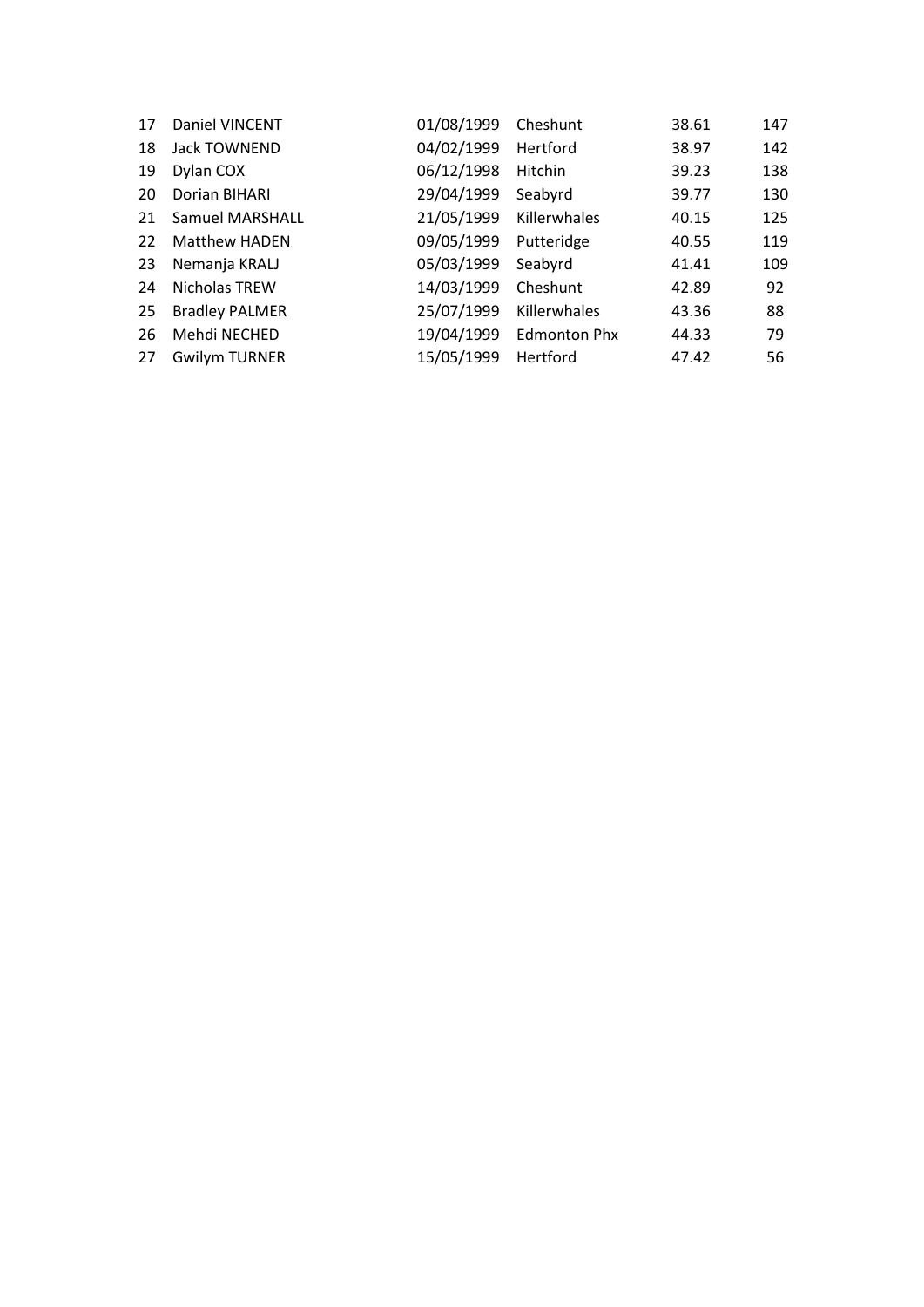| | | | | | |
|---|---|---|---|---|---|
| 17 | Daniel VINCENT | 01/08/1999 | Cheshunt | 38.61 | 147 |
| 18 | Jack TOWNEND | 04/02/1999 | Hertford | 38.97 | 142 |
| 19 | Dylan COX | 06/12/1998 | Hitchin | 39.23 | 138 |
| 20 | Dorian BIHARI | 29/04/1999 | Seabyrd | 39.77 | 130 |
| 21 | Samuel MARSHALL | 21/05/1999 | Killerwhales | 40.15 | 125 |
| 22 | Matthew HADEN | 09/05/1999 | Putteridge | 40.55 | 119 |
| 23 | Nemanja KRALJ | 05/03/1999 | Seabyrd | 41.41 | 109 |
| 24 | Nicholas TREW | 14/03/1999 | Cheshunt | 42.89 | 92 |
| 25 | Bradley PALMER | 25/07/1999 | Killerwhales | 43.36 | 88 |
| 26 | Mehdi NECHED | 19/04/1999 | Edmonton Phx | 44.33 | 79 |
| 27 | Gwilym TURNER | 15/05/1999 | Hertford | 47.42 | 56 |